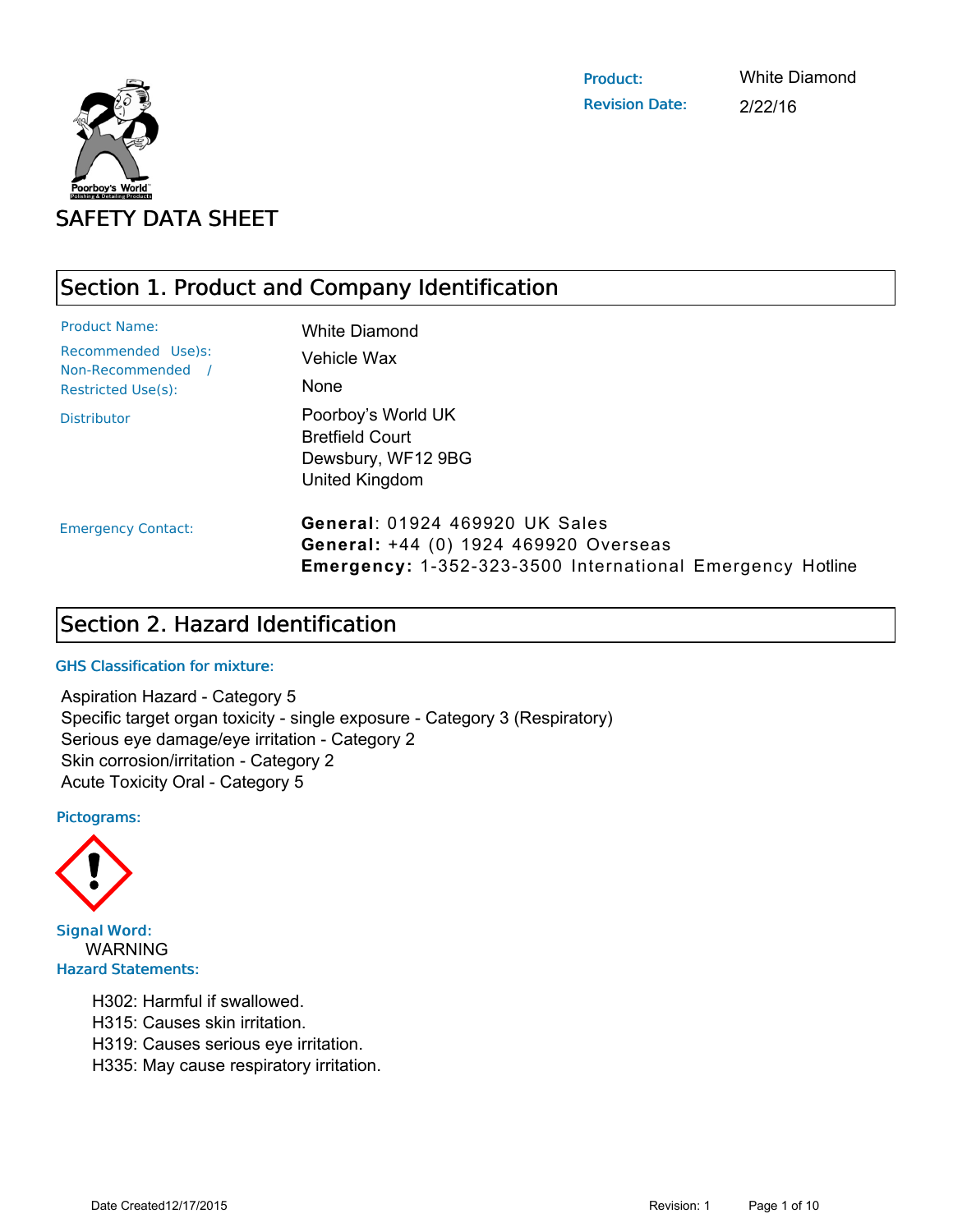**Product:** White Diamond
**Revision Date:** 2/22/16

# SAFETY DATA SHEET

## Section 1. Product and Company Identification

**Product Name:** White Diamond

**Recommended Use)s:** Vehicle Wax

**Non-Recommended / Restricted Use(s):** None

**Distributor:**
Poorboy's World UK
Bretfield Court
Dewsbury, WF12 9BG
United Kingdom

**Emergency Contact:**
**General**: 01924 469920 UK Sales
**General:** +44 (0) 1924 469920 Overseas
**Emergency:** 1-352-323-3500 International Emergency Hotline

## Section 2. Hazard Identification

**GHS Classification for mixture:**

Aspiration Hazard - Category 5
Specific target organ toxicity - single exposure - Category 3 (Respiratory)
Serious eye damage/eye irritation - Category 2
Skin corrosion/irritation - Category 2
Acute Toxicity Oral - Category 5

**Pictograms:**

**Signal Word:**
WARNING

**Hazard Statements:**

H302: Harmful if swallowed.
H315: Causes skin irritation.
H319: Causes serious eye irritation.
H335: May cause respiratory irritation.

Date Created12/17/2015 Revision: 1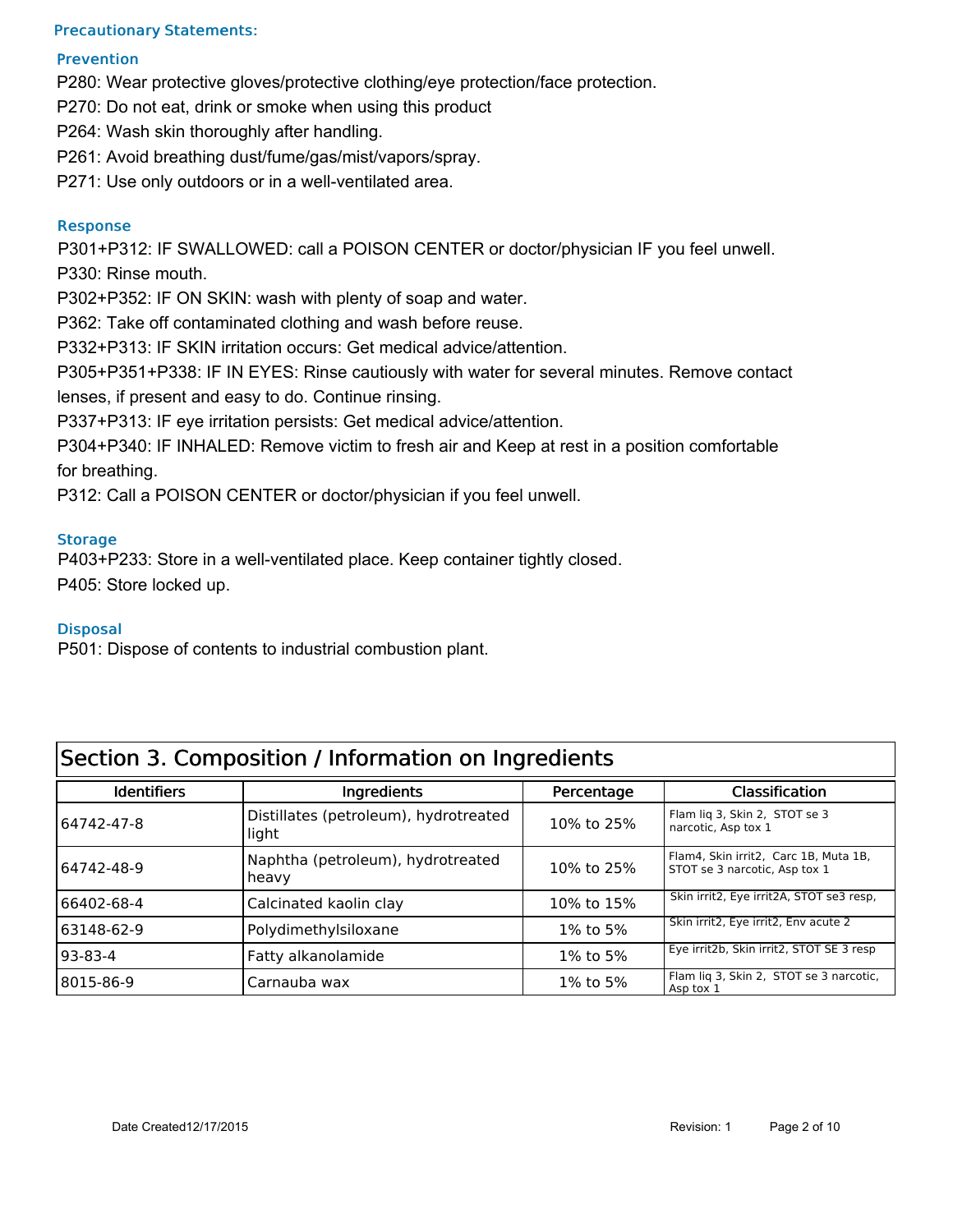### Precautionary Statements:

#### Prevention

P280: Wear protective gloves/protective clothing/eye protection/face protection.

P270: Do not eat, drink or smoke when using this product

P264: Wash skin thoroughly after handling.

P261: Avoid breathing dust/fume/gas/mist/vapors/spray.

P271: Use only outdoors or in a well-ventilated area.

#### Response

P301+P312: IF SWALLOWED: call a POISON CENTER or doctor/physician IF you feel unwell.

P330: Rinse mouth.

P302+P352: IF ON SKIN: wash with plenty of soap and water.

P362: Take off contaminated clothing and wash before reuse.

P332+P313: IF SKIN irritation occurs: Get medical advice/attention.

P305+P351+P338: IF IN EYES: Rinse cautiously with water for several minutes. Remove contact lenses, if present and easy to do. Continue rinsing.

P337+P313: IF eye irritation persists: Get medical advice/attention.

P304+P340: IF INHALED: Remove victim to fresh air and Keep at rest in a position comfortable for breathing.

P312: Call a POISON CENTER or doctor/physician if you feel unwell.

#### Storage

P403+P233: Store in a well-ventilated place. Keep container tightly closed.

P405: Store locked up.

#### Disposal

P501: Dispose of contents to industrial combustion plant.

## Section 3. Composition / Information on Ingredients

| Identifiers | Ingredients | Percentage | Classification |
|---|---|---|---|
| 64742-47-8 | Distillates (petroleum), hydrotreated light | 10% to 25% | Flam liq 3, Skin 2, STOT se 3 narcotic, Asp tox 1 |
| 64742-48-9 | Naphtha (petroleum), hydrotreated heavy | 10% to 25% | Flam4, Skin irrit2, Carc 1B, Muta 1B, STOT se 3 narcotic, Asp tox 1 |
| 66402-68-4 | Calcinated kaolin clay | 10% to 15% | Skin irrit2, Eye irrit2A, STOT se3 resp, |
| 63148-62-9 | Polydimethylsiloxane | 1% to 5% | Skin irrit2, Eye irrit2, Env acute 2 |
| 93-83-4 | Fatty alkanolamide | 1% to 5% | Eye irrit2b, Skin irrit2, STOT SE 3 resp |
| 8015-86-9 | Carnauba wax | 1% to 5% | Flam liq 3, Skin 2, STOT se 3 narcotic, Asp tox 1 |

Date Created12/17/2015 Revision: 1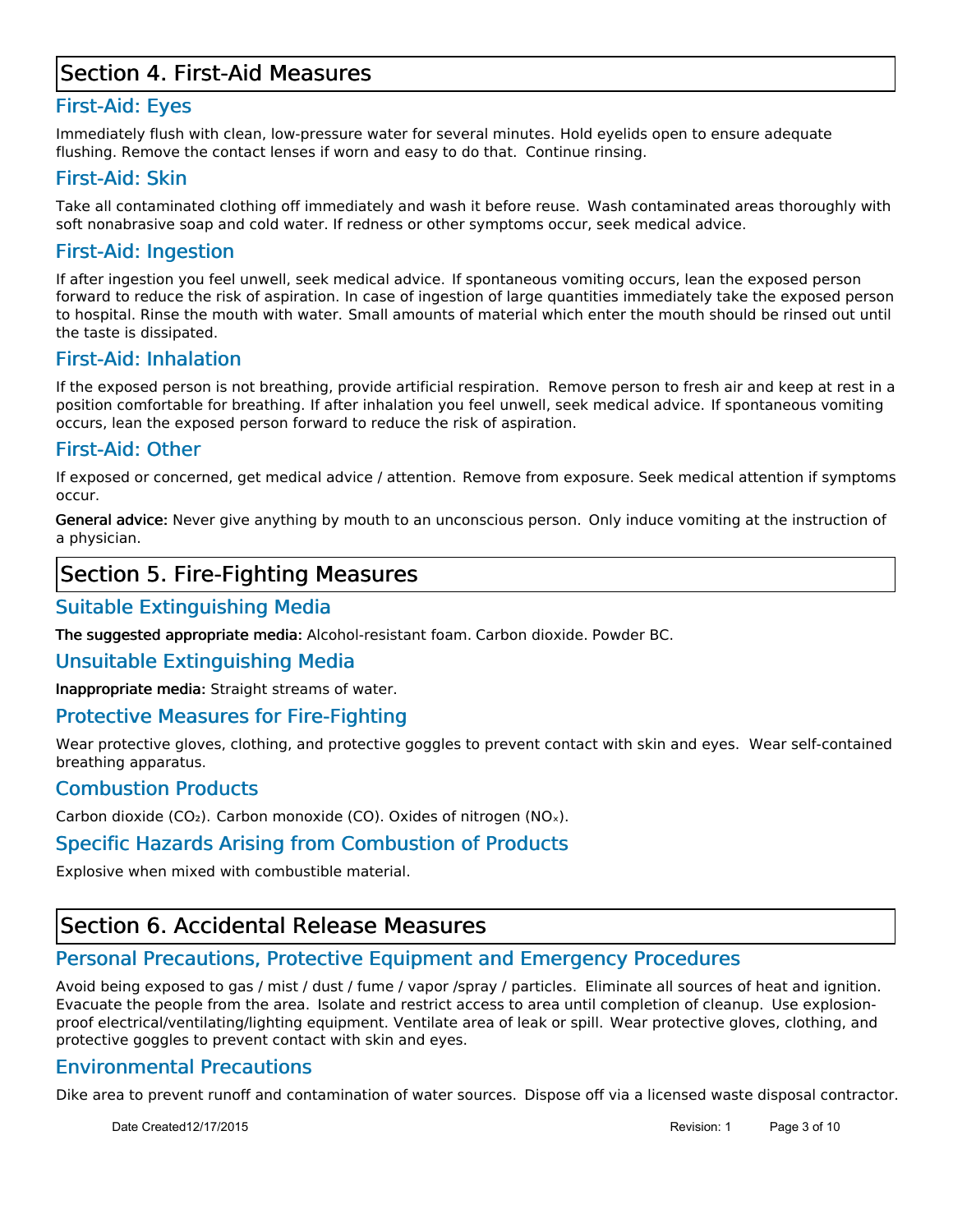# Section 4. First-Aid Measures

## First-Aid: Eyes

Immediately flush with clean, low-pressure water for several minutes. Hold eyelids open to ensure adequate flushing. Remove the contact lenses if worn and easy to do that.  Continue rinsing.

## First-Aid: Skin

Take all contaminated clothing off immediately and wash it before reuse.  Wash contaminated areas thoroughly with soft nonabrasive soap and cold water. If redness or other symptoms occur, seek medical advice.

## First-Aid: Ingestion

If after ingestion you feel unwell, seek medical advice.  If spontaneous vomiting occurs, lean the exposed person forward to reduce the risk of aspiration. In case of ingestion of large quantities immediately take the exposed person to hospital. Rinse the mouth with water. Small amounts of material which enter the mouth should be rinsed out until the taste is dissipated.

## First-Aid: Inhalation

If the exposed person is not breathing, provide artificial respiration.  Remove person to fresh air and keep at rest in a position comfortable for breathing. If after inhalation you feel unwell, seek medical advice.  If spontaneous vomiting occurs, lean the exposed person forward to reduce the risk of aspiration.

## First-Aid: Other

If exposed or concerned, get medical advice / attention.  Remove from exposure. Seek medical attention if symptoms occur.

**General advice:** Never give anything by mouth to an unconscious person.  Only induce vomiting at the instruction of a physician.

# Section 5. Fire-Fighting Measures

## Suitable Extinguishing Media

**The suggested appropriate media:** Alcohol-resistant foam. Carbon dioxide. Powder BC.

## Unsuitable Extinguishing Media

**Inappropriate media:** Straight streams of water.

## Protective Measures for Fire-Fighting

Wear protective gloves, clothing, and protective goggles to prevent contact with skin and eyes.  Wear self-contained breathing apparatus.

## Combustion Products

Carbon dioxide ($CO_2$). Carbon monoxide (CO). Oxides of nitrogen ($NO_x$).

## Specific Hazards Arising from Combustion of Products

Explosive when mixed with combustible material.

# Section 6. Accidental Release Measures

## Personal Precautions, Protective Equipment and Emergency Procedures

Avoid being exposed to gas / mist / dust / fume / vapor /spray / particles.  Eliminate all sources of heat and ignition. Evacuate the people from the area.  Isolate and restrict access to area until completion of cleanup.  Use explosion-proof electrical/ventilating/lighting equipment. Ventilate area of leak or spill.  Wear protective gloves, clothing, and protective goggles to prevent contact with skin and eyes.

## Environmental Precautions

Dike area to prevent runoff and contamination of water sources.  Dispose off via a licensed waste disposal contractor.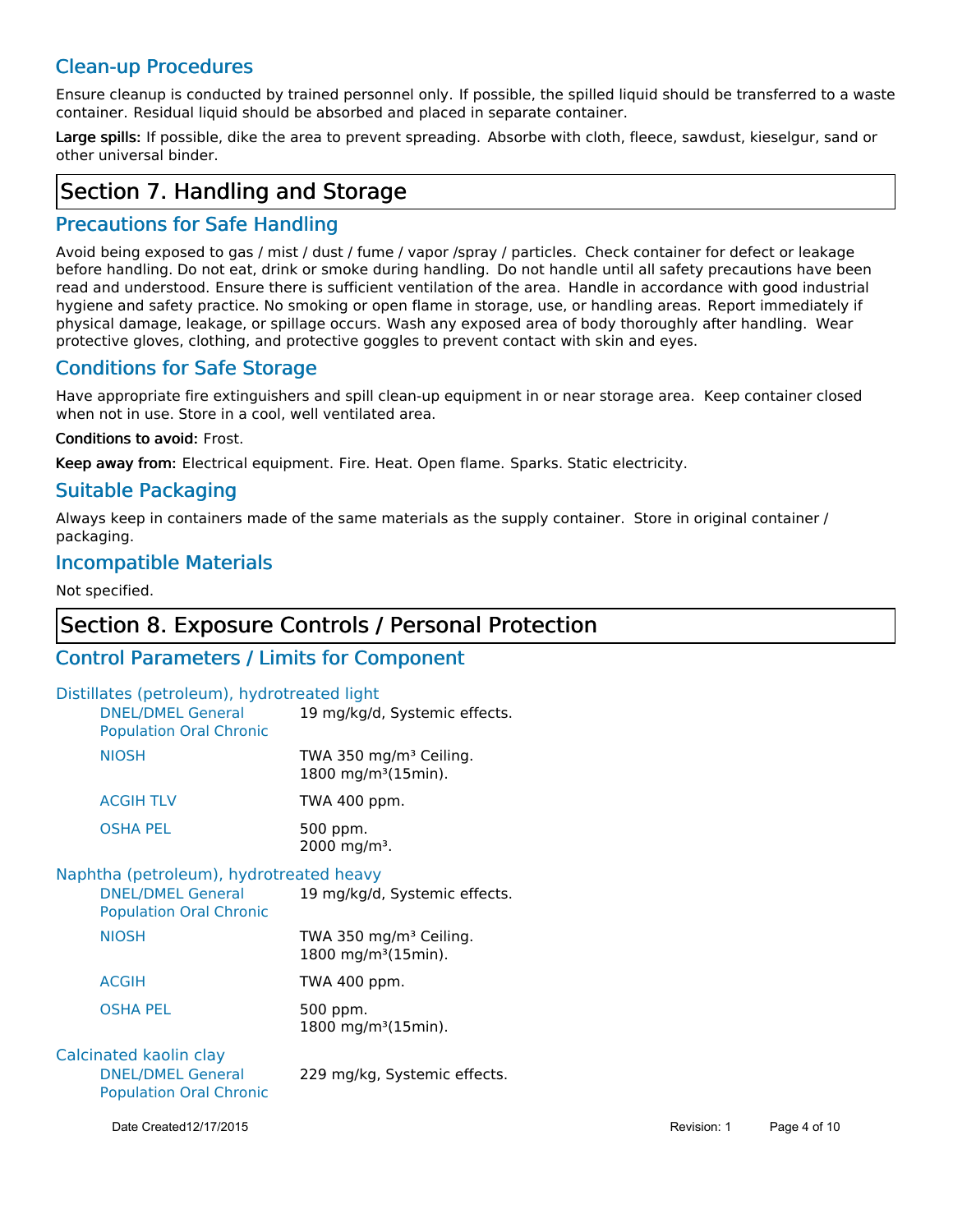### Clean-up Procedures

Ensure cleanup is conducted by trained personnel only. If possible, the spilled liquid should be transferred to a waste container. Residual liquid should be absorbed and placed in separate container.

**Large spills:** If possible, dike the area to prevent spreading. Absorbe with cloth, fleece, sawdust, kieselgur, sand or other universal binder.

## Section 7. Handling and Storage

### Precautions for Safe Handling

Avoid being exposed to gas / mist / dust / fume / vapor /spray / particles. Check container for defect or leakage before handling. Do not eat, drink or smoke during handling. Do not handle until all safety precautions have been read and understood. Ensure there is sufficient ventilation of the area. Handle in accordance with good industrial hygiene and safety practice. No smoking or open flame in storage, use, or handling areas. Report immediately if physical damage, leakage, or spillage occurs. Wash any exposed area of body thoroughly after handling. Wear protective gloves, clothing, and protective goggles to prevent contact with skin and eyes.

### Conditions for Safe Storage

Have appropriate fire extinguishers and spill clean-up equipment in or near storage area. Keep container closed when not in use. Store in a cool, well ventilated area.

**Conditions to avoid:** Frost.

**Keep away from:** Electrical equipment. Fire. Heat. Open flame. Sparks. Static electricity.

### Suitable Packaging

Always keep in containers made of the same materials as the supply container. Store in original container / packaging.

### Incompatible Materials

Not specified.

## Section 8. Exposure Controls / Personal Protection

### Control Parameters / Limits for Component

#### Distillates (petroleum), hydrotreated light

| | |
|---|---|
| DNEL/DMEL General Population Oral Chronic | 19 mg/kg/d, Systemic effects. |
| NIOSH | TWA 350 mg/m³ Ceiling.<br>1800 mg/m³(15min). |
| ACGIH TLV | TWA 400 ppm. |
| OSHA PEL | 500 ppm.<br>2000 mg/m³. |

#### Naphtha (petroleum), hydrotreated heavy

| | |
|---|---|
| DNEL/DMEL General Population Oral Chronic | 19 mg/kg/d, Systemic effects. |
| NIOSH | TWA 350 mg/m³ Ceiling.<br>1800 mg/m³(15min). |
| ACGIH | TWA 400 ppm. |
| OSHA PEL | 500 ppm.<br>1800 mg/m³(15min). |

#### Calcinated kaolin clay

| | |
|---|---|
| DNEL/DMEL General Population Oral Chronic | 229 mg/kg, Systemic effects. |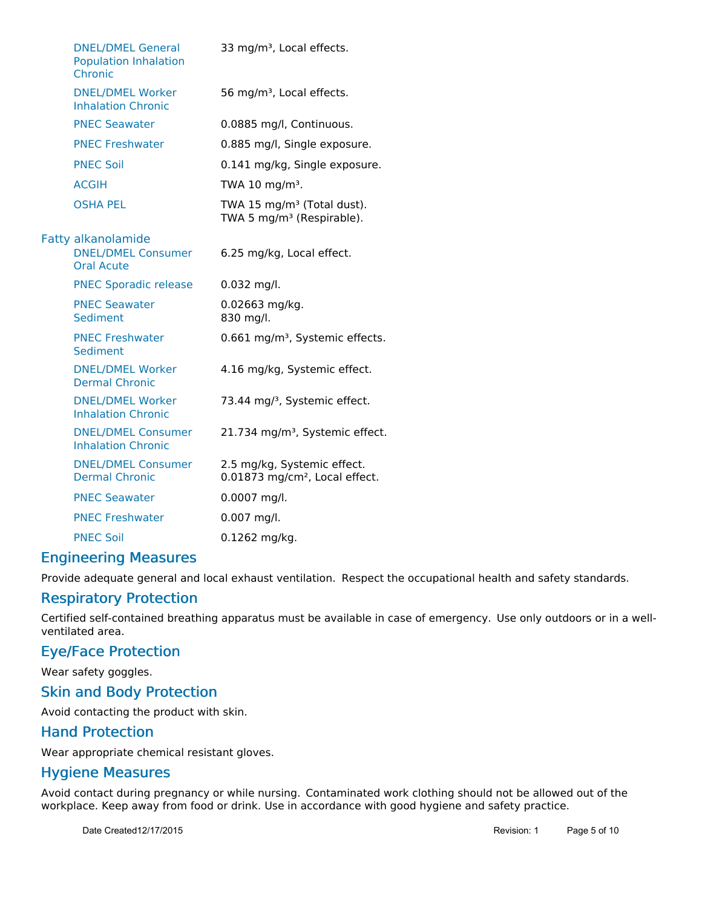| | |
|---|---|
| DNEL/DMEL General Population Inhalation Chronic | 33 mg/m³, Local effects. |
| DNEL/DMEL Worker Inhalation Chronic | 56 mg/m³, Local effects. |
| PNEC Seawater | 0.0885 mg/l, Continuous. |
| PNEC Freshwater | 0.885 mg/l, Single exposure. |
| PNEC Soil | 0.141 mg/kg, Single exposure. |
| ACGIH | TWA 10 mg/m³. |
| OSHA PEL | TWA 15 mg/m³ (Total dust).<br>TWA 5 mg/m³ (Respirable). |

**Fatty alkanolamide**

| | |
|---|---|
| DNEL/DMEL Consumer Oral Acute | 6.25 mg/kg, Local effect. |
| PNEC Sporadic release | 0.032 mg/l. |
| PNEC Seawater Sediment | 0.02663 mg/kg.<br>830 mg/l. |
| PNEC Freshwater Sediment | 0.661 mg/m³, Systemic effects. |
| DNEL/DMEL Worker Dermal Chronic | 4.16 mg/kg, Systemic effect. |
| DNEL/DMEL Worker Inhalation Chronic | 73.44 mg/³, Systemic effect. |
| DNEL/DMEL Consumer Inhalation Chronic | 21.734 mg/m³, Systemic effect. |
| DNEL/DMEL Consumer Dermal Chronic | 2.5 mg/kg, Systemic effect.<br>0.01873 mg/cm², Local effect. |
| PNEC Seawater | 0.0007 mg/l. |
| PNEC Freshwater | 0.007 mg/l. |
| PNEC Soil | 0.1262 mg/kg. |

## Engineering Measures

Provide adequate general and local exhaust ventilation. Respect the occupational health and safety standards.

## Respiratory Protection

Certified self-contained breathing apparatus must be available in case of emergency. Use only outdoors or in a well-ventilated area.

## Eye/Face Protection

Wear safety goggles.

## Skin and Body Protection

Avoid contacting the product with skin.

## Hand Protection

Wear appropriate chemical resistant gloves.

## Hygiene Measures

Avoid contact during pregnancy or while nursing. Contaminated work clothing should not be allowed out of the workplace. Keep away from food or drink. Use in accordance with good hygiene and safety practice.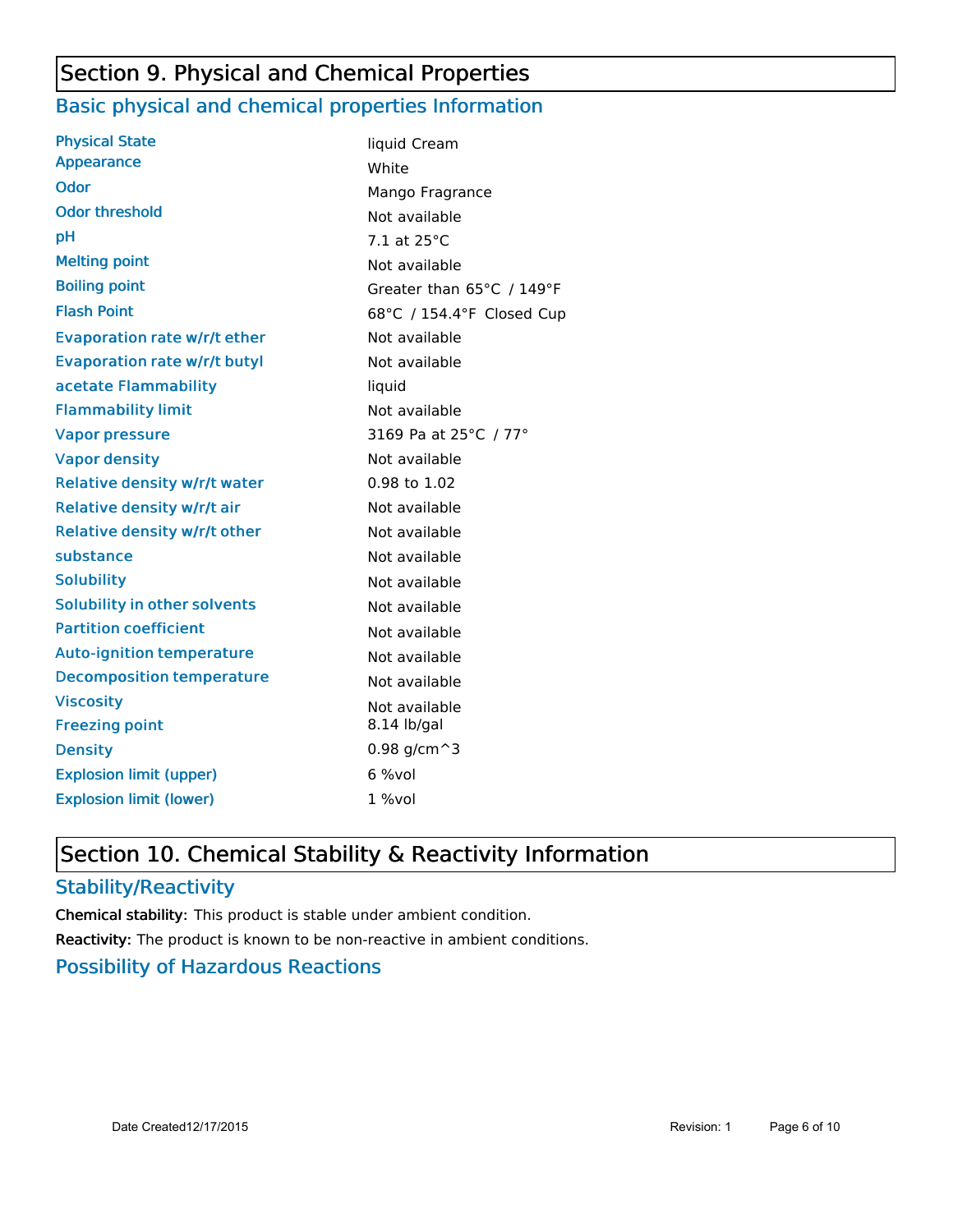# Section 9. Physical and Chemical Properties

## Basic physical and chemical properties Information

| Property | Value |
|---|---|
| Physical State | liquid Cream |
| Appearance | White |
| Odor | Mango Fragrance |
| Odor threshold | Not available |
| pH | 7.1 at 25°C |
| Melting point | Not available |
| Boiling point | Greater than 65°C / 149°F |
| Flash Point | 68°C / 154.4°F Closed Cup |
| Evaporation rate w/r/t ether | Not available |
| Evaporation rate w/r/t butyl | Not available |
| acetate Flammability | liquid |
| Flammability limit | Not available |
| Vapor pressure | 3169 Pa at 25°C / 77° |
| Vapor density | Not available |
| Relative density w/r/t water | 0.98 to 1.02 |
| Relative density w/r/t air | Not available |
| Relative density w/r/t other | Not available |
| substance | Not available |
| Solubility | Not available |
| Solubility in other solvents | Not available |
| Partition coefficient | Not available |
| Auto-ignition temperature | Not available |
| Decomposition temperature | Not available |
| Viscosity | Not available |
| Freezing point | 8.14 lb/gal |
| Density | 0.98 g/cm^3 |
| Explosion limit (upper) | 6 %vol |
| Explosion limit (lower) | 1 %vol |

# Section 10. Chemical Stability & Reactivity Information

## Stability/Reactivity

**Chemical stability:** This product is stable under ambient condition.

**Reactivity:** The product is known to be non-reactive in ambient conditions.

## Possibility of Hazardous Reactions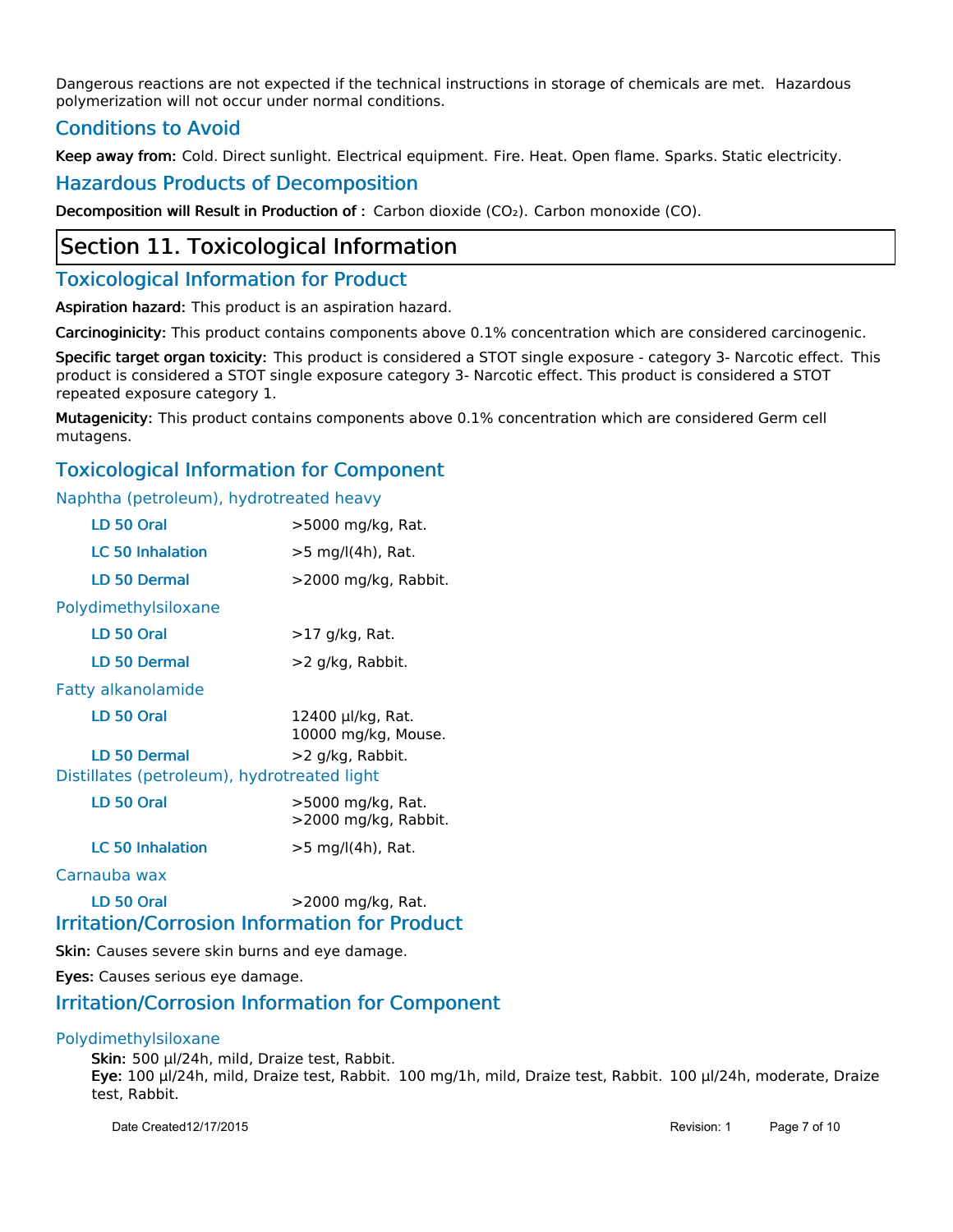Dangerous reactions are not expected if the technical instructions in storage of chemicals are met. Hazardous polymerization will not occur under normal conditions.

## Conditions to Avoid

**Keep away from:** Cold. Direct sunlight. Electrical equipment. Fire. Heat. Open flame. Sparks. Static electricity.

## Hazardous Products of Decomposition

**Decomposition will Result in Production of :** Carbon dioxide ($CO_2$). Carbon monoxide (CO).

# Section 11. Toxicological Information

## Toxicological Information for Product

**Aspiration hazard:** This product is an aspiration hazard.

**Carcinoginicity:** This product contains components above 0.1% concentration which are considered carcinogenic.

**Specific target organ toxicity:** This product is considered a STOT single exposure - category 3- Narcotic effect. This product is considered a STOT single exposure category 3- Narcotic effect. This product is considered a STOT repeated exposure category 1.

**Mutagenicity:** This product contains components above 0.1% concentration which are considered Germ cell mutagens.

## Toxicological Information for Component

### Naphtha (petroleum), hydrotreated heavy

| | |
|---|---|
| **LD 50 Oral** | >5000 mg/kg, Rat. |
| **LC 50 Inhalation** | >5 mg/l(4h), Rat. |
| **LD 50 Dermal** | >2000 mg/kg, Rabbit. |

### Polydimethylsiloxane

| | |
|---|---|
| **LD 50 Oral** | >17 g/kg, Rat. |
| **LD 50 Dermal** | >2 g/kg, Rabbit. |

### Fatty alkanolamide

| | |
|---|---|
| **LD 50 Oral** | 12400 µl/kg, Rat.<br>10000 mg/kg, Mouse. |
| **LD 50 Dermal** | >2 g/kg, Rabbit. |

### Distillates (petroleum), hydrotreated light

| | |
|---|---|
| **LD 50 Oral** | >5000 mg/kg, Rat.<br>>2000 mg/kg, Rabbit. |
| **LC 50 Inhalation** | >5 mg/l(4h), Rat. |

### Carnauba wax

| | |
|---|---|
| **LD 50 Oral** | >2000 mg/kg, Rat. |

## Irritation/Corrosion Information for Product

**Skin:** Causes severe skin burns and eye damage.

**Eyes:** Causes serious eye damage.

## Irritation/Corrosion Information for Component

### Polydimethylsiloxane

**Skin:** 500 µl/24h, mild, Draize test, Rabbit.
**Eye:** 100 µl/24h, mild, Draize test, Rabbit. 100 mg/1h, mild, Draize test, Rabbit. 100 µl/24h, moderate, Draize test, Rabbit.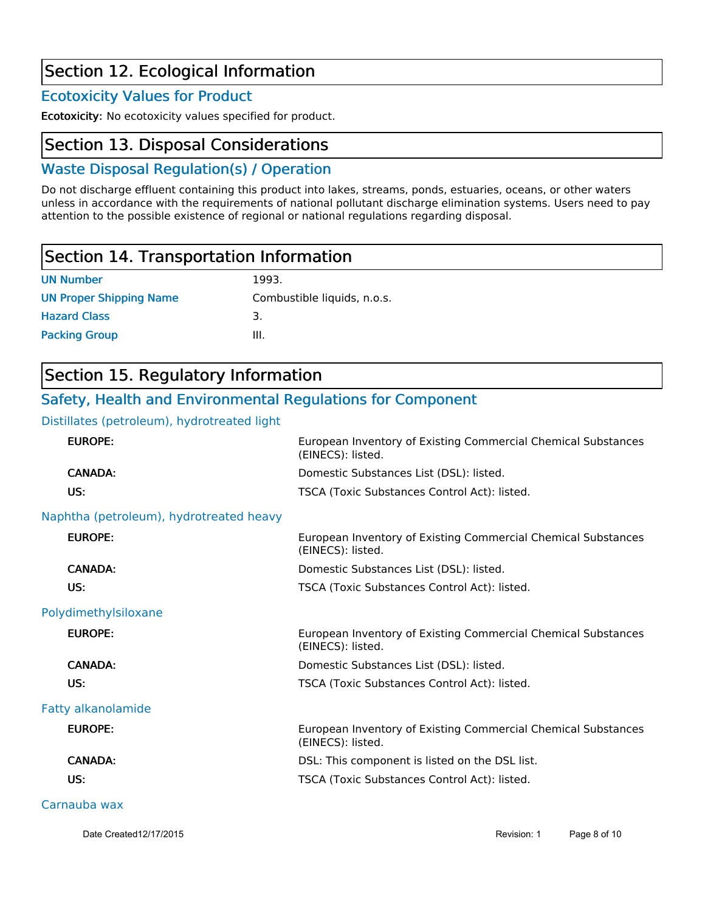## Section 12. Ecological Information

### Ecotoxicity Values for Product

**Ecotoxicity:** No ecotoxicity values specified for product.

## Section 13. Disposal Considerations

### Waste Disposal Regulation(s) / Operation

Do not discharge effluent containing this product into lakes, streams, ponds, estuaries, oceans, or other waters unless in accordance with the requirements of national pollutant discharge elimination systems. Users need to pay attention to the possible existence of regional or national regulations regarding disposal.

## Section 14. Transportation Information

| | |
|---|---|
| **UN Number** | 1993. |
| **UN Proper Shipping Name** | Combustible liquids, n.o.s. |
| **Hazard Class** | 3. |
| **Packing Group** | III. |

## Section 15. Regulatory Information

### Safety, Health and Environmental Regulations for Component

#### Distillates (petroleum), hydrotreated light

| | |
|---|---|
| **EUROPE:** | European Inventory of Existing Commercial Chemical Substances (EINECS): listed. |
| **CANADA:** | Domestic Substances List (DSL): listed. |
| **US:** | TSCA (Toxic Substances Control Act): listed. |

#### Naphtha (petroleum), hydrotreated heavy

| | |
|---|---|
| **EUROPE:** | European Inventory of Existing Commercial Chemical Substances (EINECS): listed. |
| **CANADA:** | Domestic Substances List (DSL): listed. |
| **US:** | TSCA (Toxic Substances Control Act): listed. |

#### Polydimethylsiloxane

| | |
|---|---|
| **EUROPE:** | European Inventory of Existing Commercial Chemical Substances (EINECS): listed. |
| **CANADA:** | Domestic Substances List (DSL): listed. |
| **US:** | TSCA (Toxic Substances Control Act): listed. |

#### Fatty alkanolamide

| | |
|---|---|
| **EUROPE:** | European Inventory of Existing Commercial Chemical Substances (EINECS): listed. |
| **CANADA:** | DSL: This component is listed on the DSL list. |
| **US:** | TSCA (Toxic Substances Control Act): listed. |

#### Carnauba wax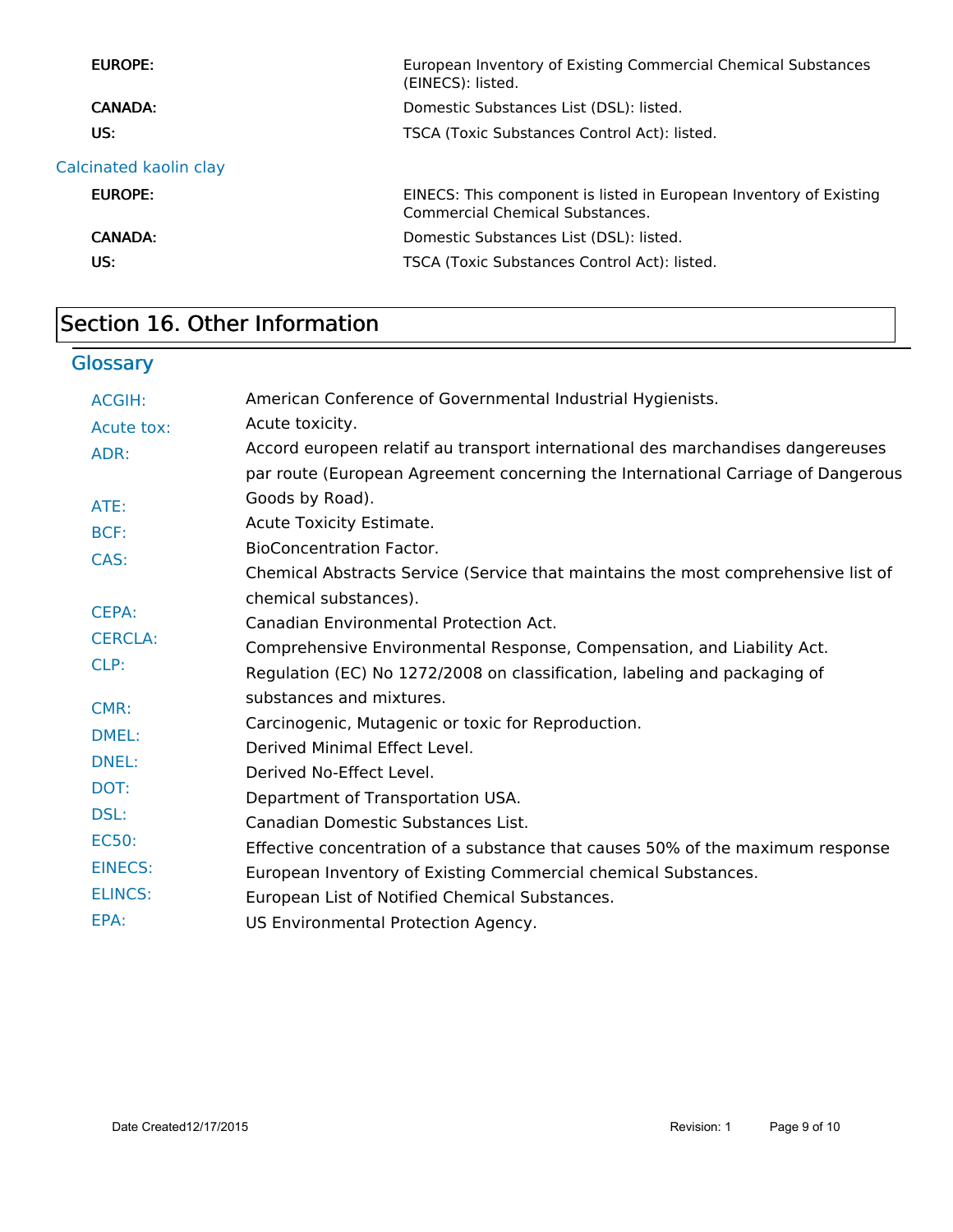| | |
|---|---|
| **EUROPE:** | European Inventory of Existing Commercial Chemical Substances (EINECS): listed. |
| **CANADA:** | Domestic Substances List (DSL): listed. |
| **US:** | TSCA (Toxic Substances Control Act): listed. |

### Calcinated kaolin clay

| | |
|---|---|
| **EUROPE:** | EINECS: This component is listed in European Inventory of Existing Commercial Chemical Substances. |
| **CANADA:** | Domestic Substances List (DSL): listed. |
| **US:** | TSCA (Toxic Substances Control Act): listed. |

# Section 16. Other Information

## Glossary

| | |
|---|---|
| ACGIH: | American Conference of Governmental Industrial Hygienists. |
| Acute tox: | Acute toxicity. |
| ADR: | Accord europeen relatif au transport international des marchandises dangereuses par route (European Agreement concerning the International Carriage of Dangerous Goods by Road). |
| ATE: | Acute Toxicity Estimate. |
| BCF: | BioConcentration Factor. |
| CAS: | Chemical Abstracts Service (Service that maintains the most comprehensive list of chemical substances). |
| CEPA: | Canadian Environmental Protection Act. |
| CERCLA: | Comprehensive Environmental Response, Compensation, and Liability Act. |
| CLP: | Regulation (EC) No 1272/2008 on classification, labeling and packaging of substances and mixtures. |
| CMR: | Carcinogenic, Mutagenic or toxic for Reproduction. |
| DMEL: | Derived Minimal Effect Level. |
| DNEL: | Derived No-Effect Level. |
| DOT: | Department of Transportation USA. |
| DSL: | Canadian Domestic Substances List. |
| EC50: | Effective concentration of a substance that causes 50% of the maximum response |
| EINECS: | European Inventory of Existing Commercial chemical Substances. |
| ELINCS: | European List of Notified Chemical Substances. |
| EPA: | US Environmental Protection Agency. |

Date Created12/17/2015 Revision: 1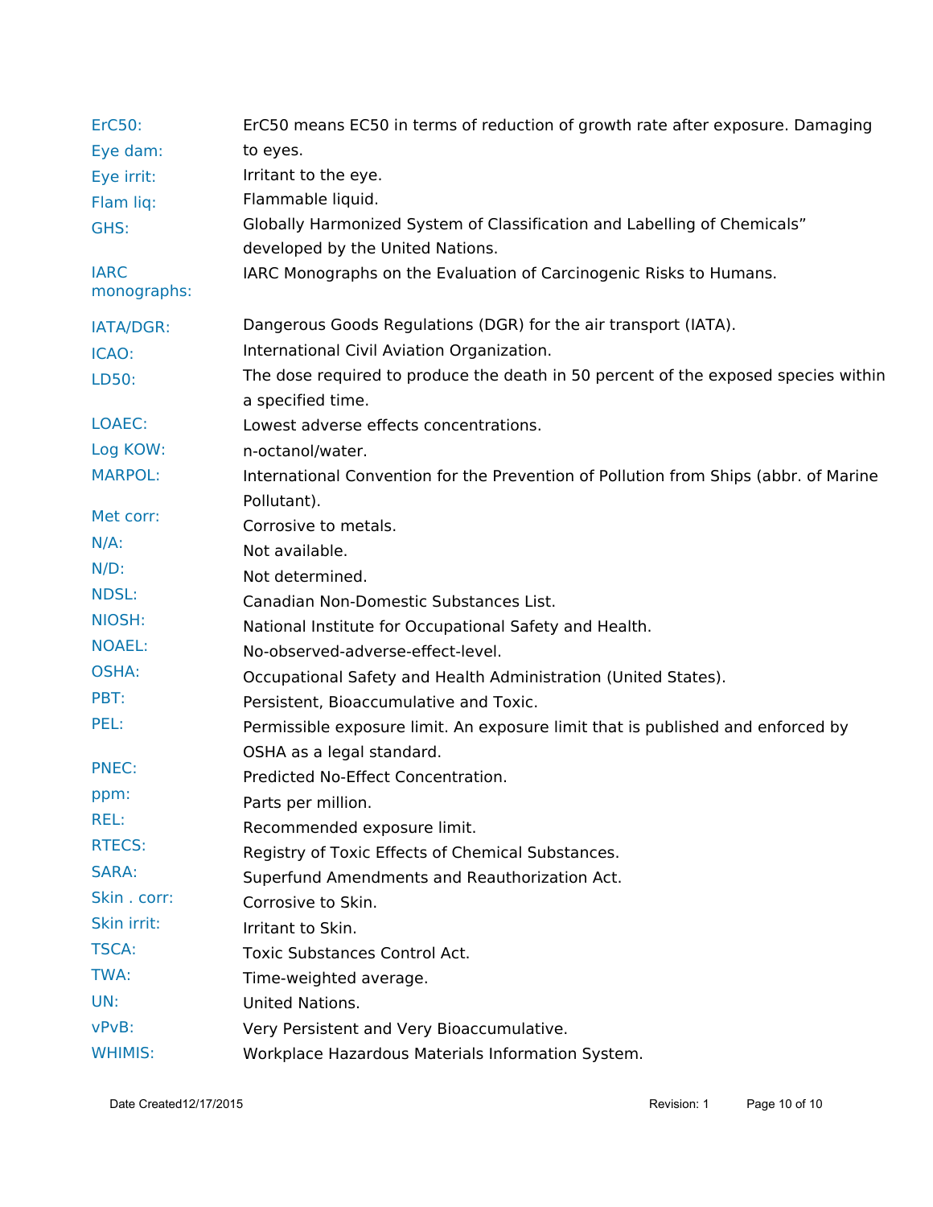| | |
|---|---|
| ErC50: | ErC50 means EC50 in terms of reduction of growth rate after exposure. |
| Eye dam: | Damaging to eyes. |
| Eye irrit: | Irritant to the eye. |
| Flam liq: | Flammable liquid. |
| GHS: | Globally Harmonized System of Classification and Labelling of Chemicals" developed by the United Nations. |
| IARC monographs: | IARC Monographs on the Evaluation of Carcinogenic Risks to Humans. |
| IATA/DGR: | Dangerous Goods Regulations (DGR) for the air transport (IATA). |
| ICAO: | International Civil Aviation Organization. |
| LD50: | The dose required to produce the death in 50 percent of the exposed species within a specified time. |
| LOAEC: | Lowest adverse effects concentrations. |
| Log KOW: | n-octanol/water. |
| MARPOL: | International Convention for the Prevention of Pollution from Ships (abbr. of Marine Pollutant). |
| Met corr: | Corrosive to metals. |
| N/A: | Not available. |
| N/D: | Not determined. |
| NDSL: | Canadian Non-Domestic Substances List. |
| NIOSH: | National Institute for Occupational Safety and Health. |
| NOAEL: | No-observed-adverse-effect-level. |
| OSHA: | Occupational Safety and Health Administration (United States). |
| PBT: | Persistent, Bioaccumulative and Toxic. |
| PEL: | Permissible exposure limit. An exposure limit that is published and enforced by OSHA as a legal standard. |
| PNEC: | Predicted No-Effect Concentration. |
| ppm: | Parts per million. |
| REL: | Recommended exposure limit. |
| RTECS: | Registry of Toxic Effects of Chemical Substances. |
| SARA: | Superfund Amendments and Reauthorization Act. |
| Skin . corr: | Corrosive to Skin. |
| Skin irrit: | Irritant to Skin. |
| TSCA: | Toxic Substances Control Act. |
| TWA: | Time-weighted average. |
| UN: | United Nations. |
| vPvB: | Very Persistent and Very Bioaccumulative. |
| WHIMIS: | Workplace Hazardous Materials Information System. |

Date Created12/17/2015 Revision: 1